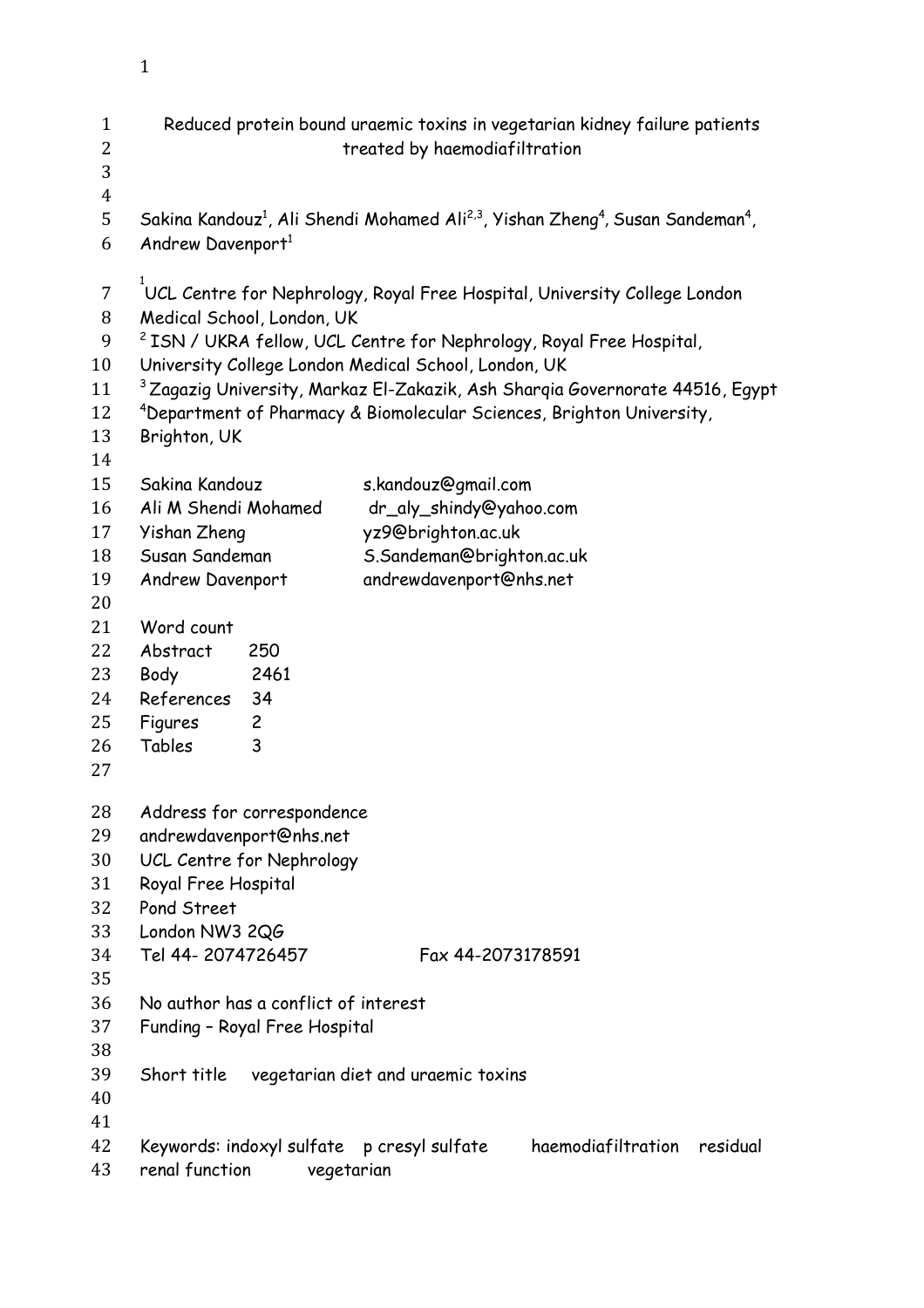# Reduced protein bound uraemic toxins in vegetarian kidney failure patients treated by haemodiafiltration

Sakina Kandouz[1], Ali Shendi Mohamed Ali[2,3], Yishan Zheng[4], Susan Sandeman[4], Andrew Davenport[1]

[1] UCL Centre for Nephrology, Royal Free Hospital, University College London Medical School, London, UK
[2] ISN / UKRA fellow, UCL Centre for Nephrology, Royal Free Hospital, University College London Medical School, London, UK
[3] Zagazig University, Markaz El-Zakazik, Ash Sharqia Governorate 44516, Egypt
[4] Department of Pharmacy & Biomolecular Sciences, Brighton University, Brighton, UK

| | |
|---|---|
| Sakina Kandouz | s.kandouz@gmail.com |
| Ali M Shendi Mohamed | dr_aly_shindy@yahoo.com |
| Yishan Zheng | yz9@brighton.ac.uk |
| Susan Sandeman | S.Sandeman@brighton.ac.uk |
| Andrew Davenport | andrewdavenport@nhs.net |

Word count

| | |
|---|---|
| Abstract | 250 |
| Body | 2461 |
| References | 34 |
| Figures | 2 |
| Tables | 3 |

Address for correspondence
andrewdavenport@nhs.net
UCL Centre for Nephrology
Royal Free Hospital
Pond Street
London NW3 2QG
Tel 44- 2074726457 Fax 44-2073178591

No author has a conflict of interest
Funding – Royal Free Hospital

Short title vegetarian diet and uraemic toxins

Keywords: indoxyl sulfate p cresyl sulfate haemodiafiltration residual renal function vegetarian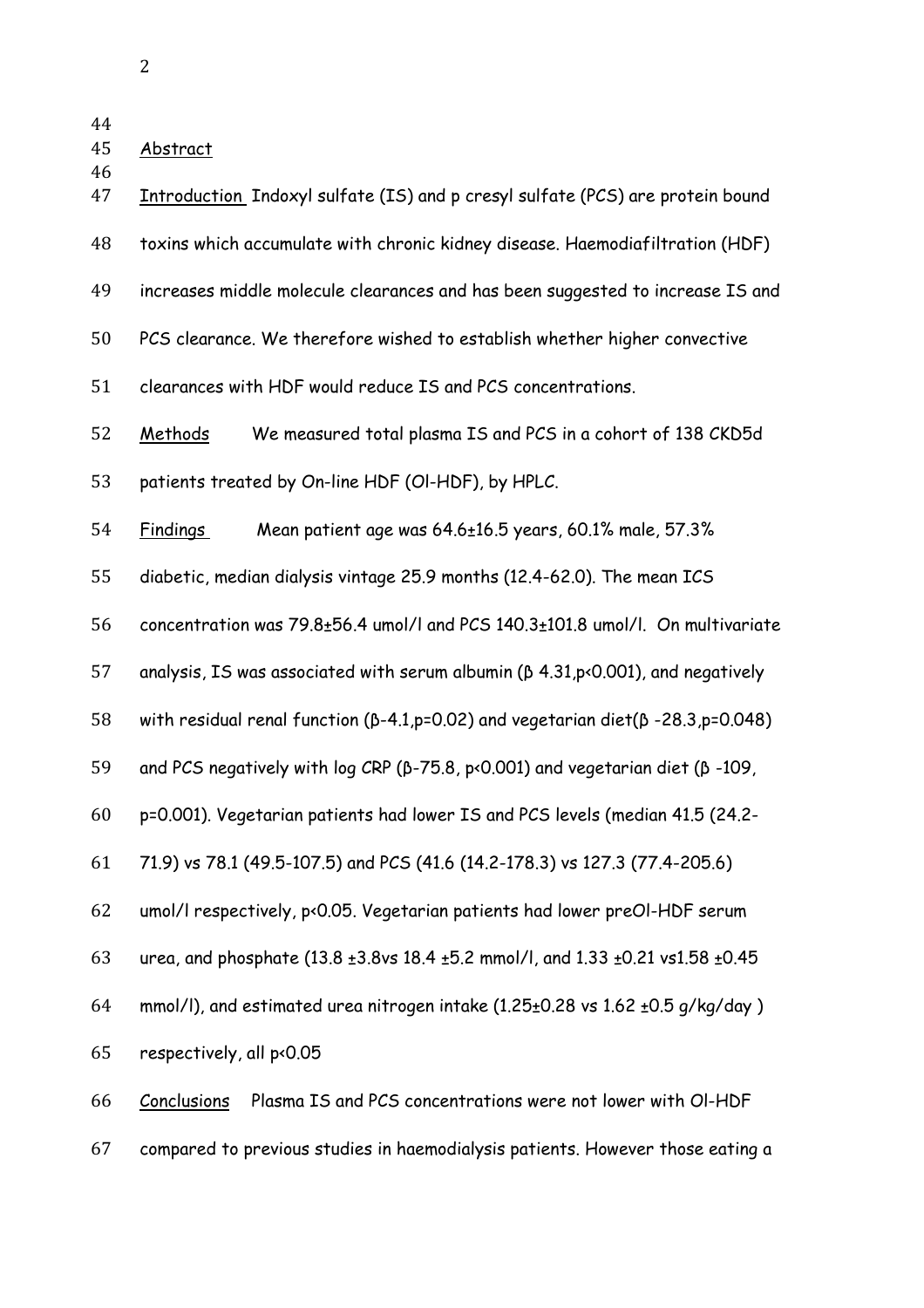Abstract

Introduction Indoxyl sulfate (IS) and p cresyl sulfate (PCS) are protein bound toxins which accumulate with chronic kidney disease. Haemodiafiltration (HDF) increases middle molecule clearances and has been suggested to increase IS and PCS clearance. We therefore wished to establish whether higher convective clearances with HDF would reduce IS and PCS concentrations.

Methods We measured total plasma IS and PCS in a cohort of 138 CKD5d patients treated by On-line HDF (Ol-HDF), by HPLC.

Findings Mean patient age was 64.6±16.5 years, 60.1% male, 57.3% diabetic, median dialysis vintage 25.9 months (12.4-62.0). The mean ICS concentration was 79.8±56.4 umol/l and PCS 140.3±101.8 umol/l. On multivariate analysis, IS was associated with serum albumin (β 4.31,$p<0.001$), and negatively with residual renal function (β-4.1,$p=0.02$) and vegetarian diet(β -28.3,$p=0.048$) and PCS negatively with log CRP (β-75.8, $p<0.001$) and vegetarian diet (β -109, $p=0.001$). Vegetarian patients had lower IS and PCS levels (median 41.5 (24.2-71.9) vs 78.1 (49.5-107.5) and PCS (41.6 (14.2-178.3) vs 127.3 (77.4-205.6) umol/l respectively, $p<0.05$. Vegetarian patients had lower preOl-HDF serum urea, and phosphate (13.8 ±3.8vs 18.4 ±5.2 mmol/l, and 1.33 ±0.21 vs1.58 ±0.45 mmol/l), and estimated urea nitrogen intake (1.25±0.28 vs 1.62 ±0.5 g/kg/day ) respectively, all $p<0.05$

Conclusions Plasma IS and PCS concentrations were not lower with Ol-HDF compared to previous studies in haemodialysis patients. However those eating a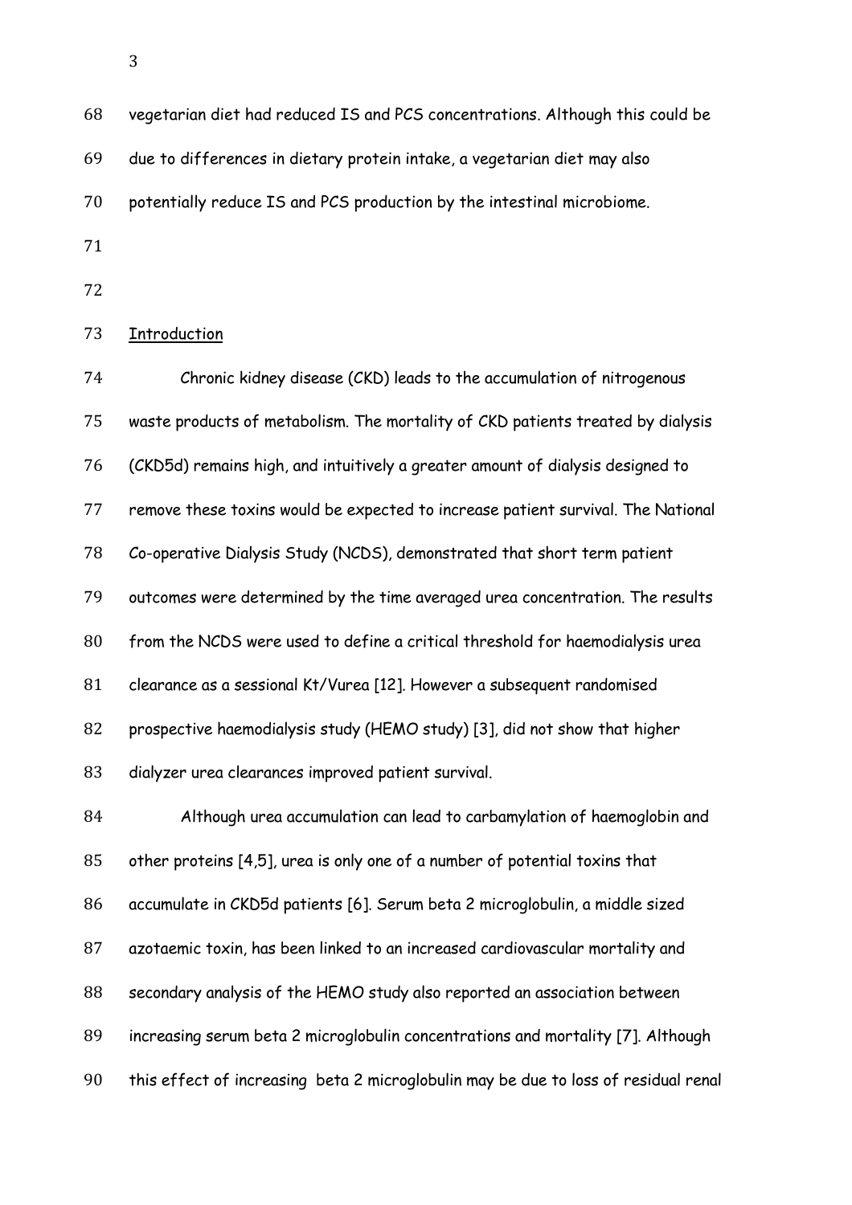vegetarian diet had reduced IS and PCS concentrations. Although this could be due to differences in dietary protein intake, a vegetarian diet may also potentially reduce IS and PCS production by the intestinal microbiome.

## Introduction

Chronic kidney disease (CKD) leads to the accumulation of nitrogenous waste products of metabolism. The mortality of CKD patients treated by dialysis (CKD5d) remains high, and intuitively a greater amount of dialysis designed to remove these toxins would be expected to increase patient survival. The National Co-operative Dialysis Study (NCDS), demonstrated that short term patient outcomes were determined by the time averaged urea concentration. The results from the NCDS were used to define a critical threshold for haemodialysis urea clearance as a sessional Kt/Vurea [12]. However a subsequent randomised prospective haemodialysis study (HEMO study) [3], did not show that higher dialyzer urea clearances improved patient survival.

Although urea accumulation can lead to carbamylation of haemoglobin and other proteins [4,5], urea is only one of a number of potential toxins that accumulate in CKD5d patients [6]. Serum beta 2 microglobulin, a middle sized azotaemic toxin, has been linked to an increased cardiovascular mortality and secondary analysis of the HEMO study also reported an association between increasing serum beta 2 microglobulin concentrations and mortality [7]. Although this effect of increasing beta 2 microglobulin may be due to loss of residual renal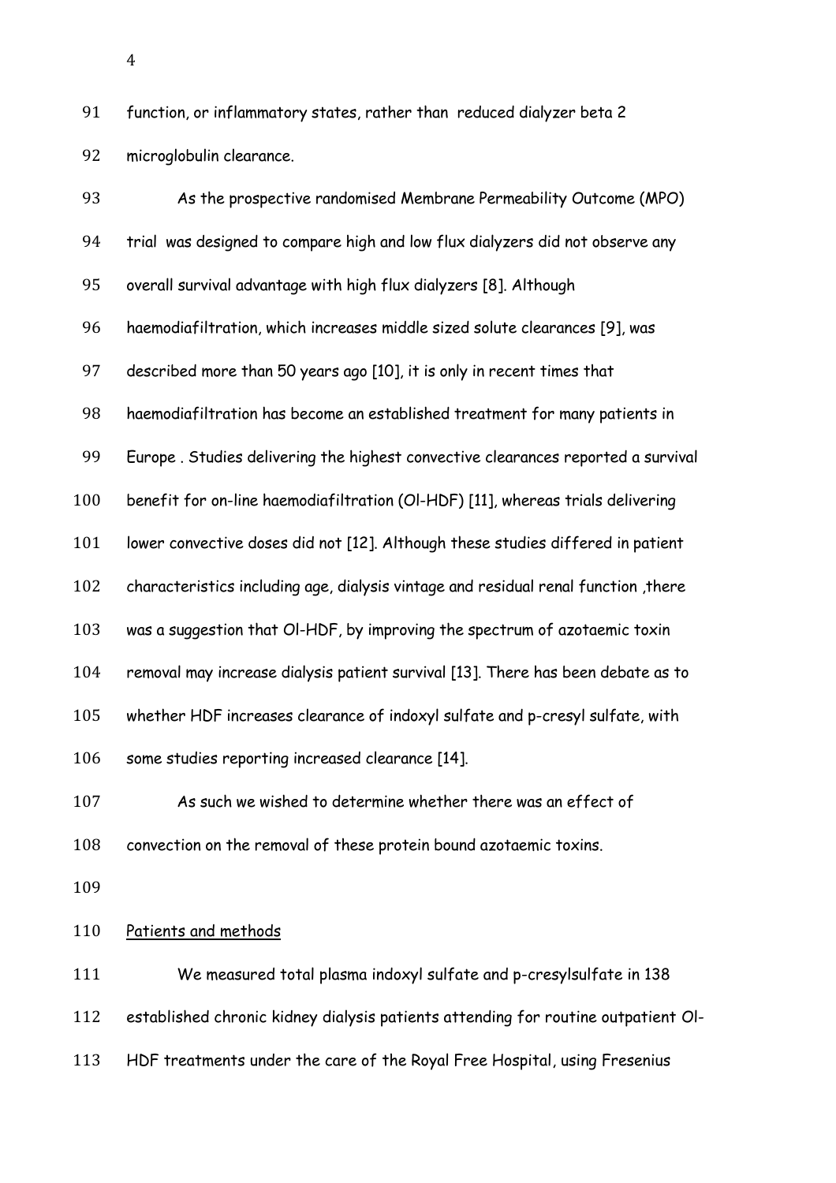function, or inflammatory states, rather than reduced dialyzer beta 2 microglobulin clearance.

As the prospective randomised Membrane Permeability Outcome (MPO) trial was designed to compare high and low flux dialyzers did not observe any overall survival advantage with high flux dialyzers [8]. Although haemodiafiltration, which increases middle sized solute clearances [9], was described more than 50 years ago [10], it is only in recent times that haemodiafiltration has become an established treatment for many patients in Europe . Studies delivering the highest convective clearances reported a survival benefit for on-line haemodiafiltration (Ol-HDF) [11], whereas trials delivering lower convective doses did not [12]. Although these studies differed in patient characteristics including age, dialysis vintage and residual renal function ,there was a suggestion that Ol-HDF, by improving the spectrum of azotaemic toxin removal may increase dialysis patient survival [13]. There has been debate as to whether HDF increases clearance of indoxyl sulfate and p-cresyl sulfate, with some studies reporting increased clearance [14].

As such we wished to determine whether there was an effect of convection on the removal of these protein bound azotaemic toxins.

## Patients and methods

We measured total plasma indoxyl sulfate and p-cresylsulfate in 138 established chronic kidney dialysis patients attending for routine outpatient Ol-HDF treatments under the care of the Royal Free Hospital, using Fresenius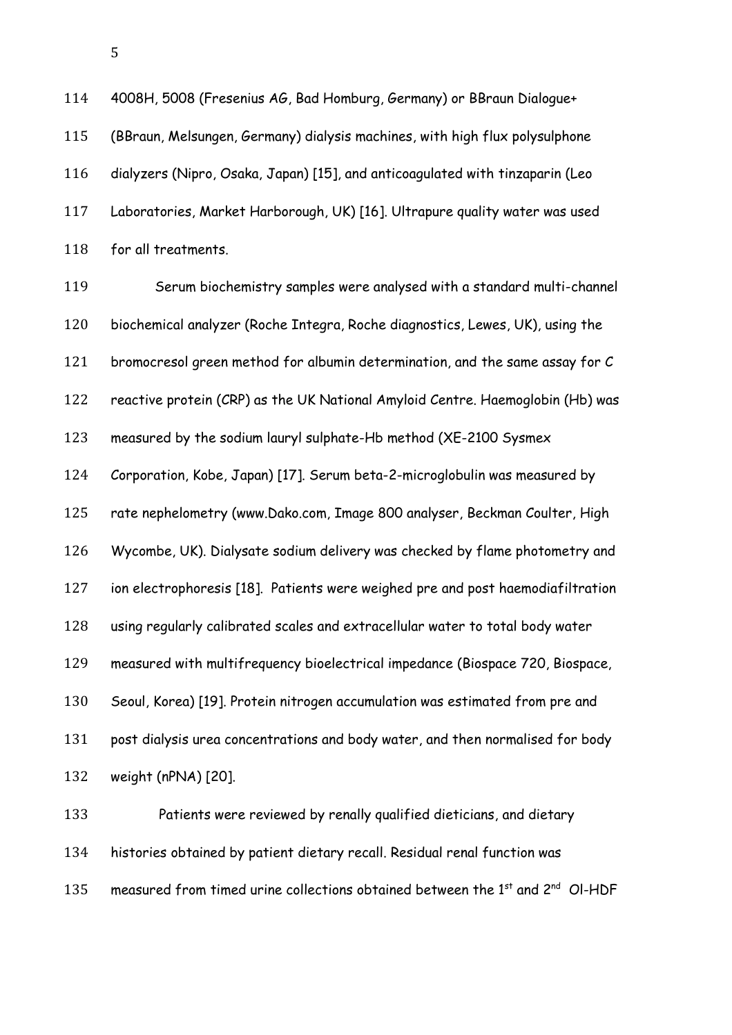4008H, 5008 (Fresenius AG, Bad Homburg, Germany) or BBraun Dialogue+ (BBraun, Melsungen, Germany) dialysis machines, with high flux polysulphone dialyzers (Nipro, Osaka, Japan) [15], and anticoagulated with tinzaparin (Leo Laboratories, Market Harborough, UK) [16]. Ultrapure quality water was used for all treatments.

Serum biochemistry samples were analysed with a standard multi-channel biochemical analyzer (Roche Integra, Roche diagnostics, Lewes, UK), using the bromocresol green method for albumin determination, and the same assay for C reactive protein (CRP) as the UK National Amyloid Centre. Haemoglobin (Hb) was measured by the sodium lauryl sulphate-Hb method (XE-2100 Sysmex Corporation, Kobe, Japan) [17]. Serum beta-2-microglobulin was measured by rate nephelometry (www.Dako.com, Image 800 analyser, Beckman Coulter, High Wycombe, UK). Dialysate sodium delivery was checked by flame photometry and ion electrophoresis [18]. Patients were weighed pre and post haemodiafiltration using regularly calibrated scales and extracellular water to total body water measured with multifrequency bioelectrical impedance (Biospace 720, Biospace, Seoul, Korea) [19]. Protein nitrogen accumulation was estimated from pre and post dialysis urea concentrations and body water, and then normalised for body weight (nPNA) [20].

Patients were reviewed by renally qualified dieticians, and dietary histories obtained by patient dietary recall. Residual renal function was measured from timed urine collections obtained between the 1st and 2nd Ol-HDF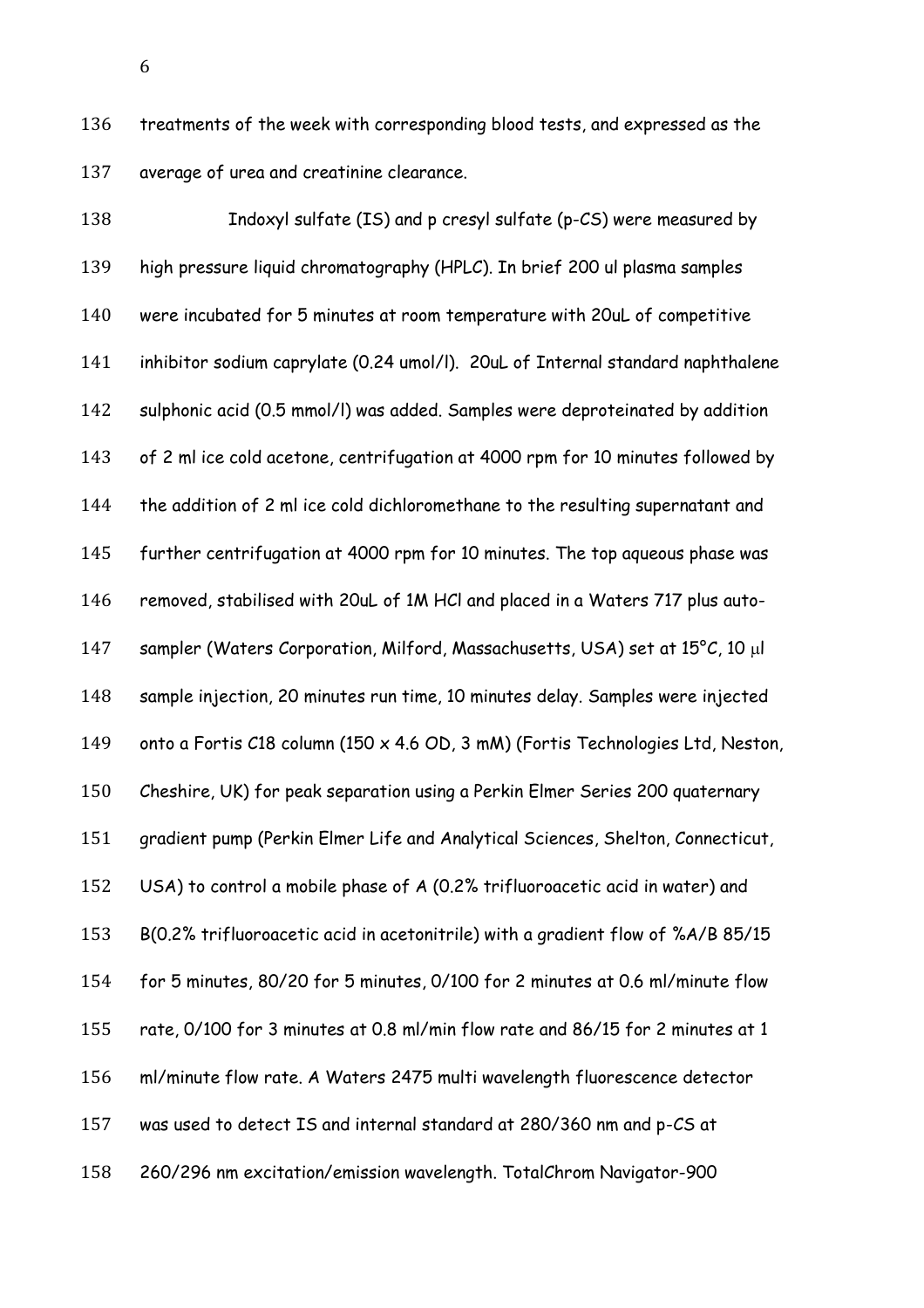treatments of the week with corresponding blood tests, and expressed as the average of urea and creatinine clearance.

Indoxyl sulfate (IS) and p cresyl sulfate (p-CS) were measured by high pressure liquid chromatography (HPLC). In brief 200 ul plasma samples were incubated for 5 minutes at room temperature with 20uL of competitive inhibitor sodium caprylate (0.24 umol/l). 20uL of Internal standard naphthalene sulphonic acid (0.5 mmol/l) was added. Samples were deproteinated by addition of 2 ml ice cold acetone, centrifugation at 4000 rpm for 10 minutes followed by the addition of 2 ml ice cold dichloromethane to the resulting supernatant and further centrifugation at 4000 rpm for 10 minutes. The top aqueous phase was removed, stabilised with 20uL of 1M HCl and placed in a Waters 717 plus auto-sampler (Waters Corporation, Milford, Massachusetts, USA) set at 15°C, 10 μl sample injection, 20 minutes run time, 10 minutes delay. Samples were injected onto a Fortis C18 column (150 x 4.6 OD, 3 mM) (Fortis Technologies Ltd, Neston, Cheshire, UK) for peak separation using a Perkin Elmer Series 200 quaternary gradient pump (Perkin Elmer Life and Analytical Sciences, Shelton, Connecticut, USA) to control a mobile phase of A (0.2% trifluoroacetic acid in water) and B(0.2% trifluoroacetic acid in acetonitrile) with a gradient flow of %A/B 85/15 for 5 minutes, 80/20 for 5 minutes, 0/100 for 2 minutes at 0.6 ml/minute flow rate, 0/100 for 3 minutes at 0.8 ml/min flow rate and 86/15 for 2 minutes at 1 ml/minute flow rate. A Waters 2475 multi wavelength fluorescence detector was used to detect IS and internal standard at 280/360 nm and p-CS at 260/296 nm excitation/emission wavelength. TotalChrom Navigator-900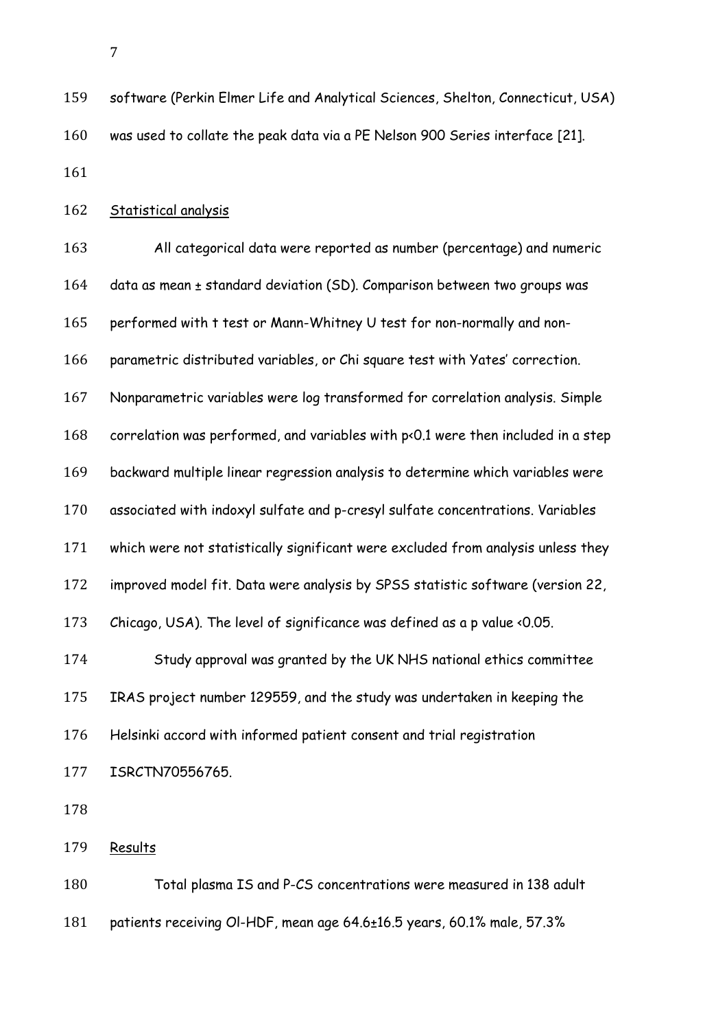software (Perkin Elmer Life and Analytical Sciences, Shelton, Connecticut, USA) was used to collate the peak data via a PE Nelson 900 Series interface [21].

## Statistical analysis

All categorical data were reported as number (percentage) and numeric data as mean ± standard deviation (SD). Comparison between two groups was performed with t test or Mann-Whitney U test for non-normally and non-parametric distributed variables, or Chi square test with Yates' correction. Nonparametric variables were log transformed for correlation analysis. Simple correlation was performed, and variables with $p<0.1$ were then included in a step backward multiple linear regression analysis to determine which variables were associated with indoxyl sulfate and p-cresyl sulfate concentrations. Variables which were not statistically significant were excluded from analysis unless they improved model fit. Data were analysis by SPSS statistic software (version 22, Chicago, USA). The level of significance was defined as a p value <0.05.

Study approval was granted by the UK NHS national ethics committee IRAS project number 129559, and the study was undertaken in keeping the Helsinki accord with informed patient consent and trial registration ISRCTN70556765.

## Results

Total plasma IS and P-CS concentrations were measured in 138 adult patients receiving Ol-HDF, mean age 64.6±16.5 years, 60.1% male, 57.3%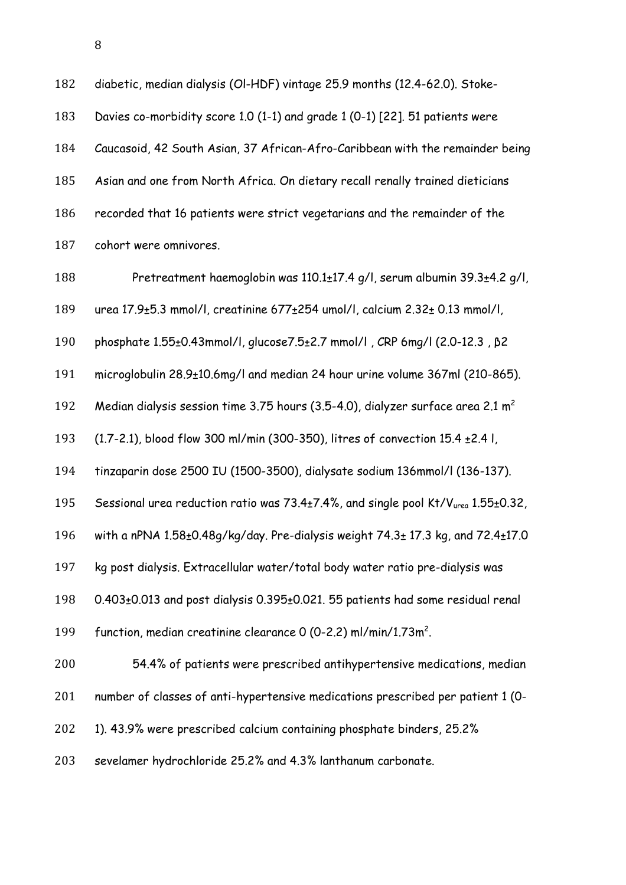diabetic, median dialysis (Ol-HDF) vintage 25.9 months (12.4-62.0). Stoke-Davies co-morbidity score 1.0 (1-1) and grade 1 (0-1) [22]. 51 patients were Caucasoid, 42 South Asian, 37 African-Afro-Caribbean with the remainder being Asian and one from North Africa. On dietary recall renally trained dieticians recorded that 16 patients were strict vegetarians and the remainder of the cohort were omnivores.

Pretreatment haemoglobin was 110.1±17.4 g/l, serum albumin 39.3±4.2 g/l, urea 17.9±5.3 mmol/l, creatinine 677±254 umol/l, calcium 2.32± 0.13 mmol/l, phosphate 1.55±0.43mmol/l, glucose7.5±2.7 mmol/l , CRP 6mg/l (2.0-12.3 , β2 microglobulin 28.9±10.6mg/l and median 24 hour urine volume 367ml (210-865). Median dialysis session time 3.75 hours (3.5-4.0), dialyzer surface area 2.1 $m^2$ (1.7-2.1), blood flow 300 ml/min (300-350), litres of convection 15.4 ±2.4 l, tinzaparin dose 2500 IU (1500-3500), dialysate sodium 136mmol/l (136-137). Sessional urea reduction ratio was 73.4±7.4%, and single pool $Kt/V_{urea}$ 1.55±0.32, with a nPNA 1.58±0.48g/kg/day. Pre-dialysis weight 74.3± 17.3 kg, and 72.4±17.0 kg post dialysis. Extracellular water/total body water ratio pre-dialysis was 0.403±0.013 and post dialysis 0.395±0.021. 55 patients had some residual renal function, median creatinine clearance 0 (0-2.2) ml/min/1.73$m^2$.

54.4% of patients were prescribed antihypertensive medications, median number of classes of anti-hypertensive medications prescribed per patient 1 (0-1). 43.9% were prescribed calcium containing phosphate binders, 25.2% sevelamer hydrochloride 25.2% and 4.3% lanthanum carbonate.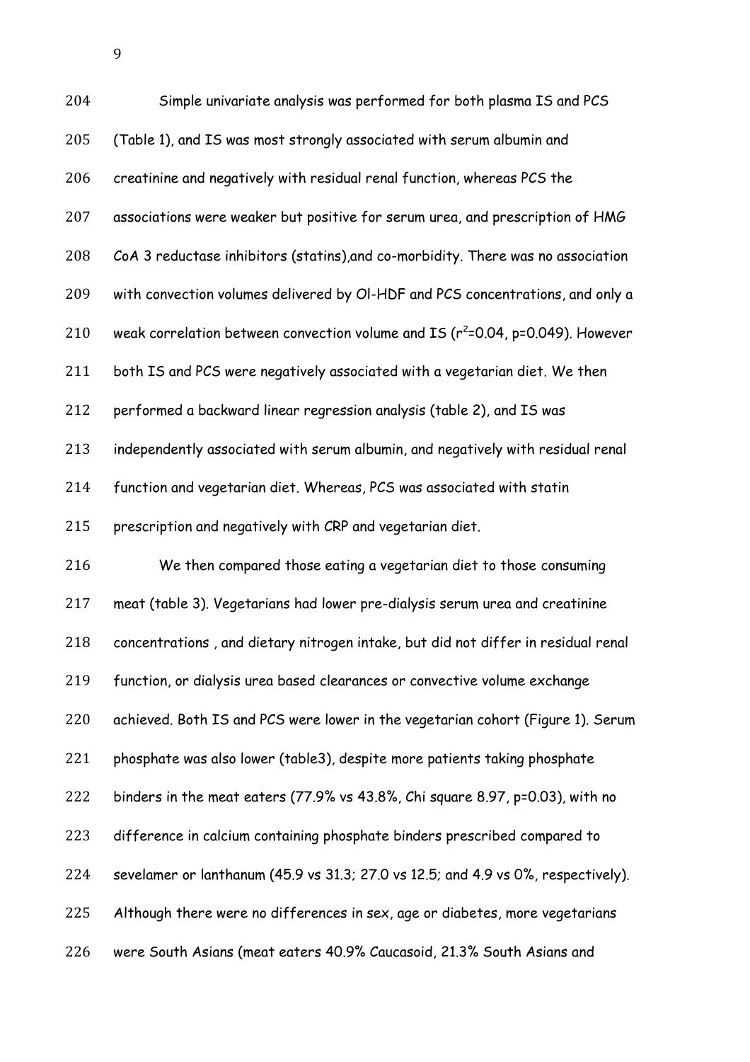Simple univariate analysis was performed for both plasma IS and PCS (Table 1), and IS was most strongly associated with serum albumin and creatinine and negatively with residual renal function, whereas PCS the associations were weaker but positive for serum urea, and prescription of HMG CoA 3 reductase inhibitors (statins),and co-morbidity. There was no association with convection volumes delivered by Ol-HDF and PCS concentrations, and only a weak correlation between convection volume and IS ($r^2$=0.04, p=0.049). However both IS and PCS were negatively associated with a vegetarian diet. We then performed a backward linear regression analysis (table 2), and IS was independently associated with serum albumin, and negatively with residual renal function and vegetarian diet. Whereas, PCS was associated with statin prescription and negatively with CRP and vegetarian diet.

We then compared those eating a vegetarian diet to those consuming meat (table 3). Vegetarians had lower pre-dialysis serum urea and creatinine concentrations , and dietary nitrogen intake, but did not differ in residual renal function, or dialysis urea based clearances or convective volume exchange achieved. Both IS and PCS were lower in the vegetarian cohort (Figure 1). Serum phosphate was also lower (table3), despite more patients taking phosphate binders in the meat eaters (77.9% vs 43.8%, Chi square 8.97, p=0.03), with no difference in calcium containing phosphate binders prescribed compared to sevelamer or lanthanum (45.9 vs 31.3; 27.0 vs 12.5; and 4.9 vs 0%, respectively). Although there were no differences in sex, age or diabetes, more vegetarians were South Asians (meat eaters 40.9% Caucasoid, 21.3% South Asians and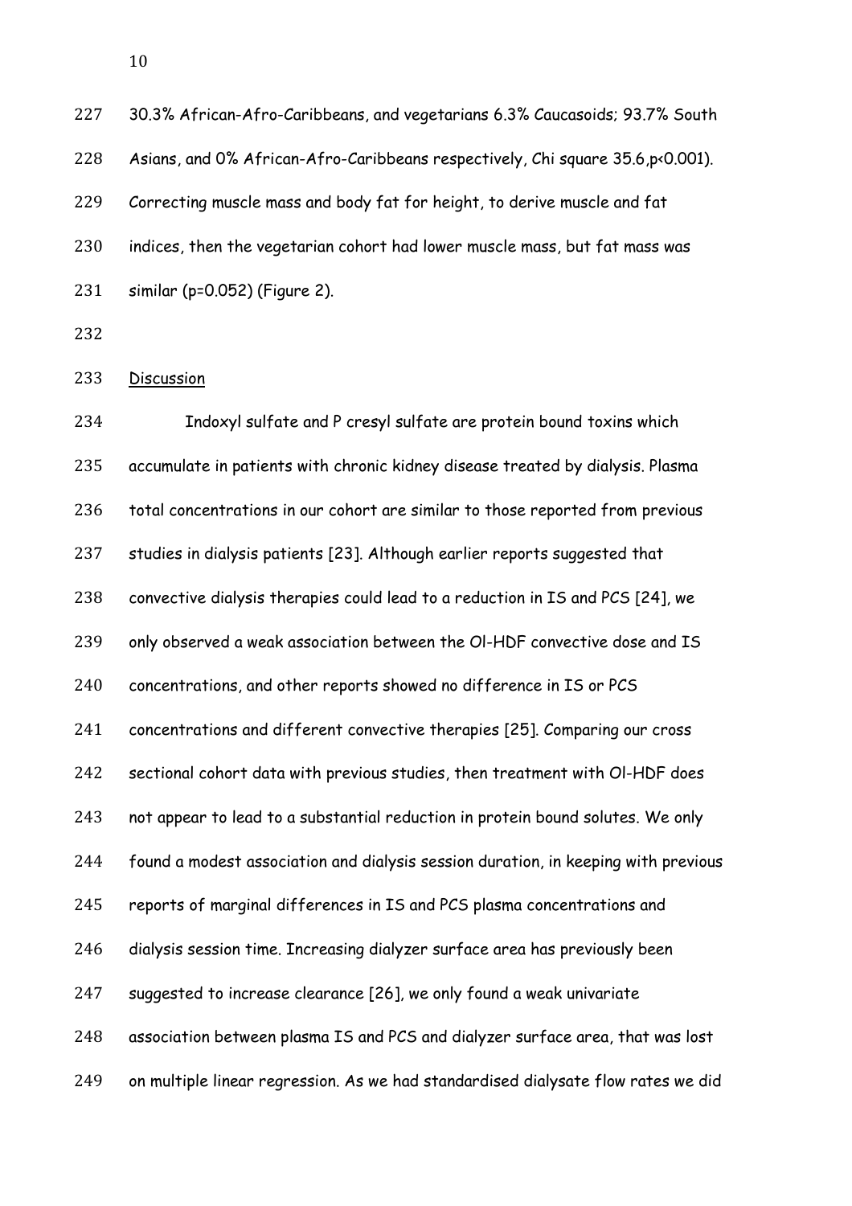30.3% African-Afro-Caribbeans, and vegetarians 6.3% Caucasoids; 93.7% South Asians, and 0% African-Afro-Caribbeans respectively, Chi square 35.6,p<0.001). Correcting muscle mass and body fat for height, to derive muscle and fat indices, then the vegetarian cohort had lower muscle mass, but fat mass was similar (p=0.052) (Figure 2).

## Discussion

Indoxyl sulfate and P cresyl sulfate are protein bound toxins which accumulate in patients with chronic kidney disease treated by dialysis. Plasma total concentrations in our cohort are similar to those reported from previous studies in dialysis patients [23]. Although earlier reports suggested that convective dialysis therapies could lead to a reduction in IS and PCS [24], we only observed a weak association between the Ol-HDF convective dose and IS concentrations, and other reports showed no difference in IS or PCS concentrations and different convective therapies [25]. Comparing our cross sectional cohort data with previous studies, then treatment with Ol-HDF does not appear to lead to a substantial reduction in protein bound solutes. We only found a modest association and dialysis session duration, in keeping with previous reports of marginal differences in IS and PCS plasma concentrations and dialysis session time. Increasing dialyzer surface area has previously been suggested to increase clearance [26], we only found a weak univariate association between plasma IS and PCS and dialyzer surface area, that was lost on multiple linear regression. As we had standardised dialysate flow rates we did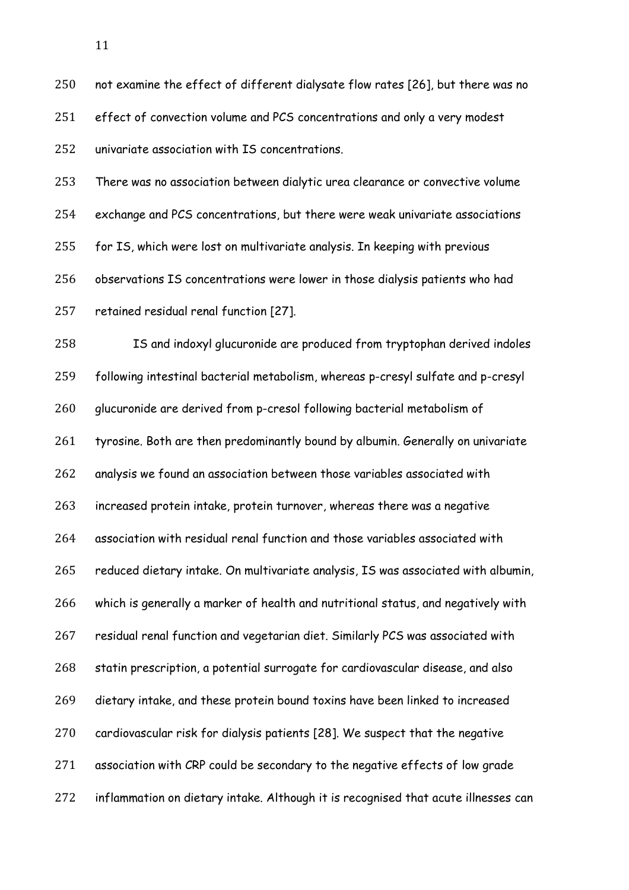not examine the effect of different dialysate flow rates [26], but there was no effect of convection volume and PCS concentrations and only a very modest univariate association with IS concentrations.

There was no association between dialytic urea clearance or convective volume exchange and PCS concentrations, but there were weak univariate associations for IS, which were lost on multivariate analysis. In keeping with previous observations IS concentrations were lower in those dialysis patients who had retained residual renal function [27].

IS and indoxyl glucuronide are produced from tryptophan derived indoles following intestinal bacterial metabolism, whereas p-cresyl sulfate and p-cresyl glucuronide are derived from p-cresol following bacterial metabolism of tyrosine. Both are then predominantly bound by albumin. Generally on univariate analysis we found an association between those variables associated with increased protein intake, protein turnover, whereas there was a negative association with residual renal function and those variables associated with reduced dietary intake. On multivariate analysis, IS was associated with albumin, which is generally a marker of health and nutritional status, and negatively with residual renal function and vegetarian diet. Similarly PCS was associated with statin prescription, a potential surrogate for cardiovascular disease, and also dietary intake, and these protein bound toxins have been linked to increased cardiovascular risk for dialysis patients [28]. We suspect that the negative association with CRP could be secondary to the negative effects of low grade inflammation on dietary intake. Although it is recognised that acute illnesses can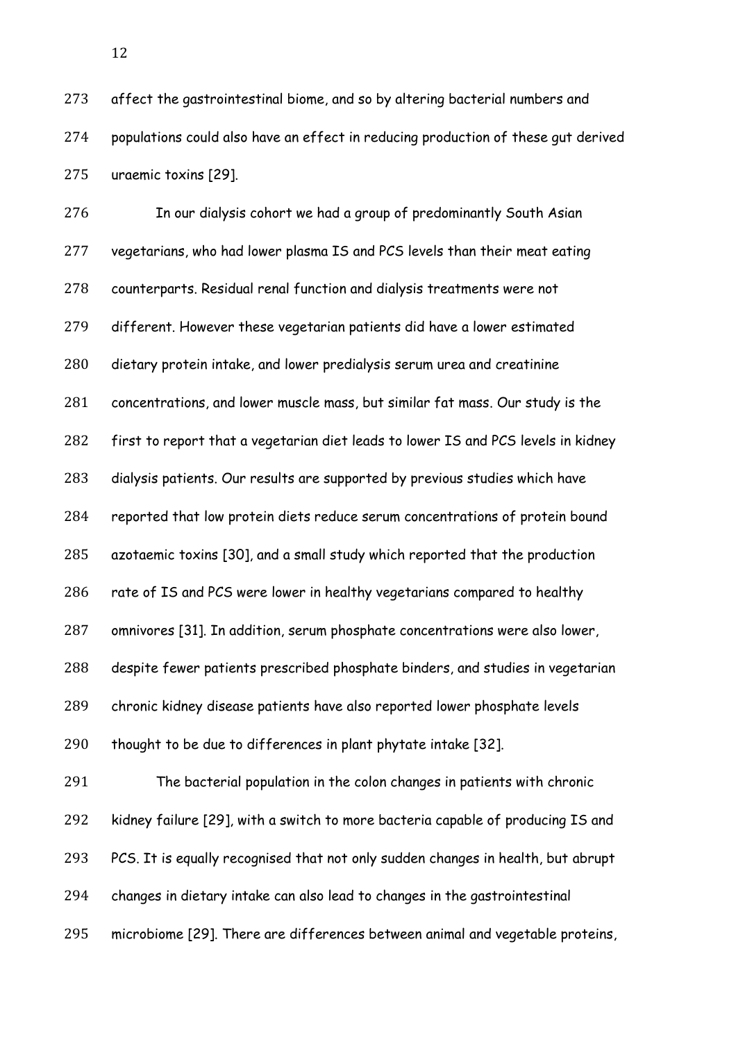affect the gastrointestinal biome, and so by altering bacterial numbers and populations could also have an effect in reducing production of these gut derived uraemic toxins [29].

In our dialysis cohort we had a group of predominantly South Asian vegetarians, who had lower plasma IS and PCS levels than their meat eating counterparts. Residual renal function and dialysis treatments were not different. However these vegetarian patients did have a lower estimated dietary protein intake, and lower predialysis serum urea and creatinine concentrations, and lower muscle mass, but similar fat mass. Our study is the first to report that a vegetarian diet leads to lower IS and PCS levels in kidney dialysis patients. Our results are supported by previous studies which have reported that low protein diets reduce serum concentrations of protein bound azotaemic toxins [30], and a small study which reported that the production rate of IS and PCS were lower in healthy vegetarians compared to healthy omnivores [31]. In addition, serum phosphate concentrations were also lower, despite fewer patients prescribed phosphate binders, and studies in vegetarian chronic kidney disease patients have also reported lower phosphate levels thought to be due to differences in plant phytate intake [32].

The bacterial population in the colon changes in patients with chronic kidney failure [29], with a switch to more bacteria capable of producing IS and PCS. It is equally recognised that not only sudden changes in health, but abrupt changes in dietary intake can also lead to changes in the gastrointestinal microbiome [29]. There are differences between animal and vegetable proteins,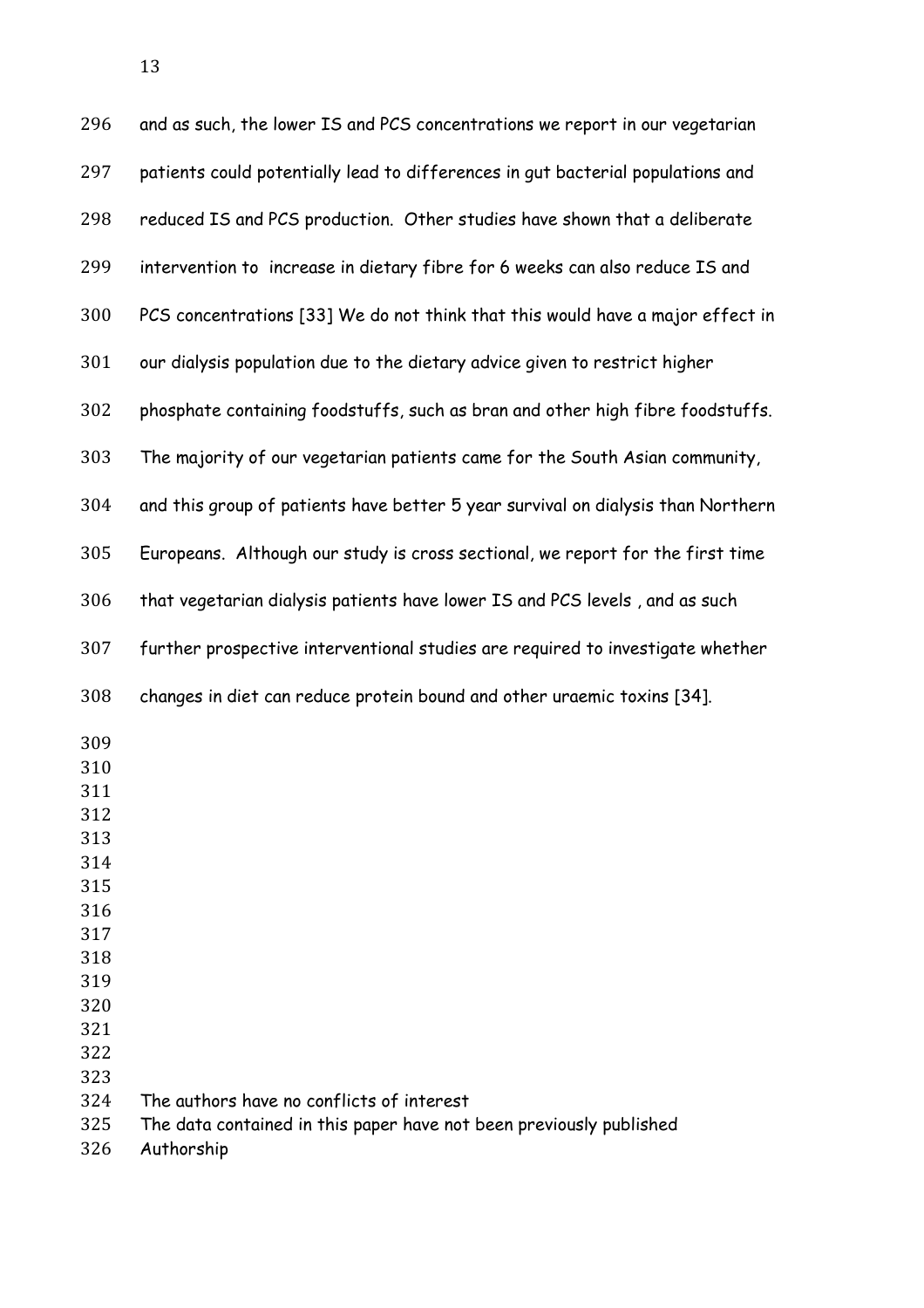and as such, the lower IS and PCS concentrations we report in our vegetarian patients could potentially lead to differences in gut bacterial populations and reduced IS and PCS production. Other studies have shown that a deliberate intervention to increase in dietary fibre for 6 weeks can also reduce IS and PCS concentrations [33] We do not think that this would have a major effect in our dialysis population due to the dietary advice given to restrict higher phosphate containing foodstuffs, such as bran and other high fibre foodstuffs. The majority of our vegetarian patients came for the South Asian community, and this group of patients have better 5 year survival on dialysis than Northern Europeans. Although our study is cross sectional, we report for the first time that vegetarian dialysis patients have lower IS and PCS levels , and as such further prospective interventional studies are required to investigate whether changes in diet can reduce protein bound and other uraemic toxins [34].

The authors have no conflicts of interest

The data contained in this paper have not been previously published

Authorship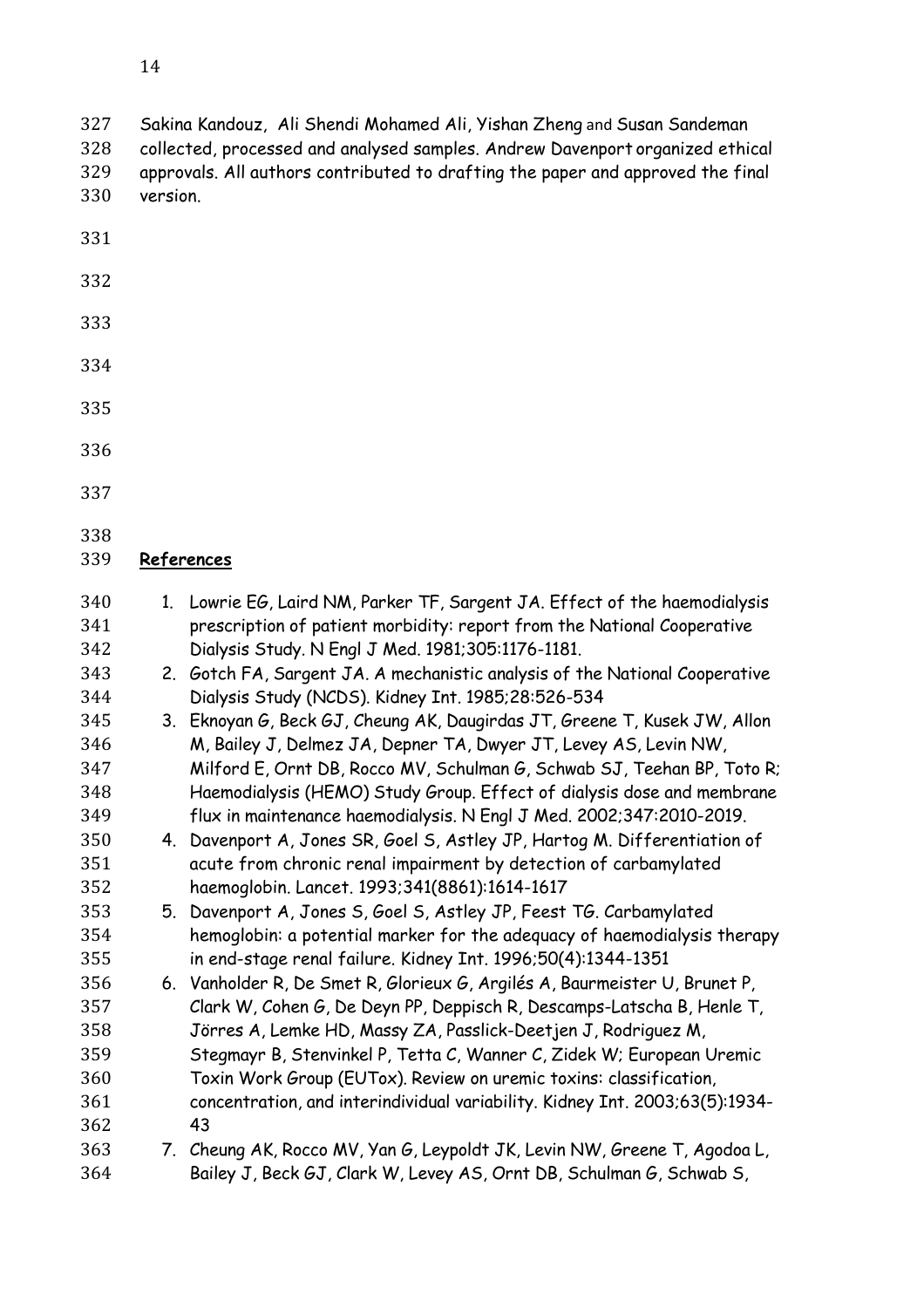Sakina Kandouz, Ali Shendi Mohamed Ali, Yishan Zheng and Susan Sandeman collected, processed and analysed samples. Andrew Davenport organized ethical approvals. All authors contributed to drafting the paper and approved the final version.

## References

1. Lowrie EG, Laird NM, Parker TF, Sargent JA. Effect of the haemodialysis prescription of patient morbidity: report from the National Cooperative Dialysis Study. N Engl J Med. 1981;305:1176-1181.
2. Gotch FA, Sargent JA. A mechanistic analysis of the National Cooperative Dialysis Study (NCDS). Kidney Int. 1985;28:526-534
3. Eknoyan G, Beck GJ, Cheung AK, Daugirdas JT, Greene T, Kusek JW, Allon M, Bailey J, Delmez JA, Depner TA, Dwyer JT, Levey AS, Levin NW, Milford E, Ornt DB, Rocco MV, Schulman G, Schwab SJ, Teehan BP, Toto R; Haemodialysis (HEMO) Study Group. Effect of dialysis dose and membrane flux in maintenance haemodialysis. N Engl J Med. 2002;347:2010-2019.
4. Davenport A, Jones SR, Goel S, Astley JP, Hartog M. Differentiation of acute from chronic renal impairment by detection of carbamylated haemoglobin. Lancet. 1993;341(8861):1614-1617
5. Davenport A, Jones S, Goel S, Astley JP, Feest TG. Carbamylated hemoglobin: a potential marker for the adequacy of haemodialysis therapy in end-stage renal failure. Kidney Int. 1996;50(4):1344-1351
6. Vanholder R, De Smet R, Glorieux G, Argilés A, Baurmeister U, Brunet P, Clark W, Cohen G, De Deyn PP, Deppisch R, Descamps-Latscha B, Henle T, Jörres A, Lemke HD, Massy ZA, Passlick-Deetjen J, Rodriguez M, Stegmayr B, Stenvinkel P, Tetta C, Wanner C, Zidek W; European Uremic Toxin Work Group (EUTox). Review on uremic toxins: classification, concentration, and interindividual variability. Kidney Int. 2003;63(5):1934-43
7. Cheung AK, Rocco MV, Yan G, Leypoldt JK, Levin NW, Greene T, Agodoa L, Bailey J, Beck GJ, Clark W, Levey AS, Ornt DB, Schulman G, Schwab S,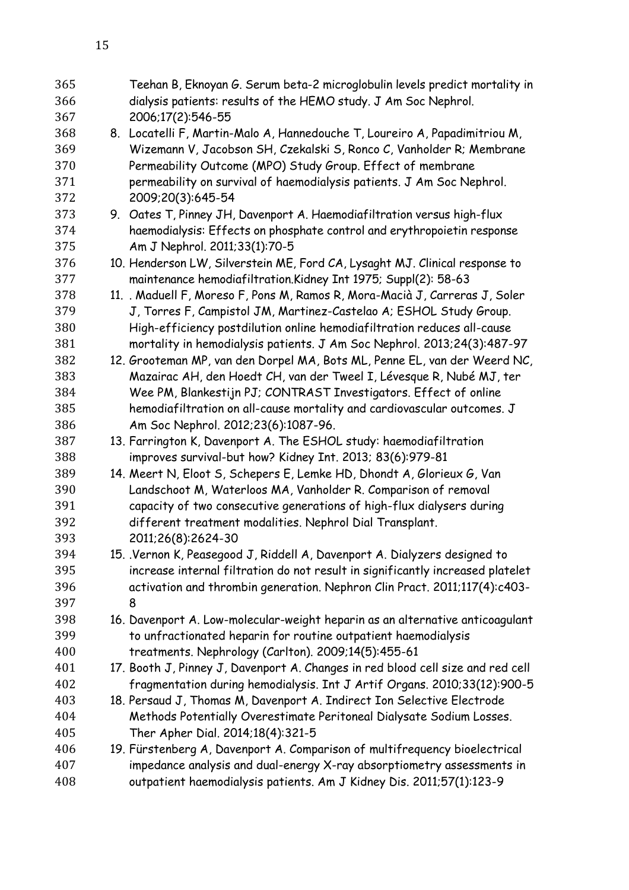Teehan B, Eknoyan G. Serum beta-2 microglobulin levels predict mortality in dialysis patients: results of the HEMO study. J Am Soc Nephrol. 2006;17(2):546-55

8. Locatelli F, Martin-Malo A, Hannedouche T, Loureiro A, Papadimitriou M, Wizemann V, Jacobson SH, Czekalski S, Ronco C, Vanholder R; Membrane Permeability Outcome (MPO) Study Group. Effect of membrane permeability on survival of haemodialysis patients. J Am Soc Nephrol. 2009;20(3):645-54
9. Oates T, Pinney JH, Davenport A. Haemodiafiltration versus high-flux haemodialysis: Effects on phosphate control and erythropoietin response Am J Nephrol. 2011;33(1):70-5
10. Henderson LW, Silverstein ME, Ford CA, Lysaght MJ. Clinical response to maintenance hemodiafiltration.Kidney Int 1975; Suppl(2): 58-63
11. . Maduell F, Moreso F, Pons M, Ramos R, Mora-Macià J, Carreras J, Soler J, Torres F, Campistol JM, Martinez-Castelao A; ESHOL Study Group. High-efficiency postdilution online hemodiafiltration reduces all-cause mortality in hemodialysis patients. J Am Soc Nephrol. 2013;24(3):487-97
12. Grooteman MP, van den Dorpel MA, Bots ML, Penne EL, van der Weerd NC, Mazairac AH, den Hoedt CH, van der Tweel I, Lévesque R, Nubé MJ, ter Wee PM, Blankestijn PJ; CONTRAST Investigators. Effect of online hemodiafiltration on all-cause mortality and cardiovascular outcomes. J Am Soc Nephrol. 2012;23(6):1087-96.
13. Farrington K, Davenport A. The ESHOL study: haemodiafiltration improves survival-but how? Kidney Int. 2013; 83(6):979-81
14. Meert N, Eloot S, Schepers E, Lemke HD, Dhondt A, Glorieux G, Van Landschoot M, Waterloos MA, Vanholder R. Comparison of removal capacity of two consecutive generations of high-flux dialysers during different treatment modalities. Nephrol Dial Transplant. 2011;26(8):2624-30
15. .Vernon K, Peasegood J, Riddell A, Davenport A. Dialyzers designed to increase internal filtration do not result in significantly increased platelet activation and thrombin generation. Nephron Clin Pract. 2011;117(4):c403-8
16. Davenport A. Low-molecular-weight heparin as an alternative anticoagulant to unfractionated heparin for routine outpatient haemodialysis treatments. Nephrology (Carlton). 2009;14(5):455-61
17. Booth J, Pinney J, Davenport A. Changes in red blood cell size and red cell fragmentation during hemodialysis. Int J Artif Organs. 2010;33(12):900-5
18. Persaud J, Thomas M, Davenport A. Indirect Ion Selective Electrode Methods Potentially Overestimate Peritoneal Dialysate Sodium Losses. Ther Apher Dial. 2014;18(4):321-5
19. Fürstenberg A, Davenport A. Comparison of multifrequency bioelectrical impedance analysis and dual-energy X-ray absorptiometry assessments in outpatient haemodialysis patients. Am J Kidney Dis. 2011;57(1):123-9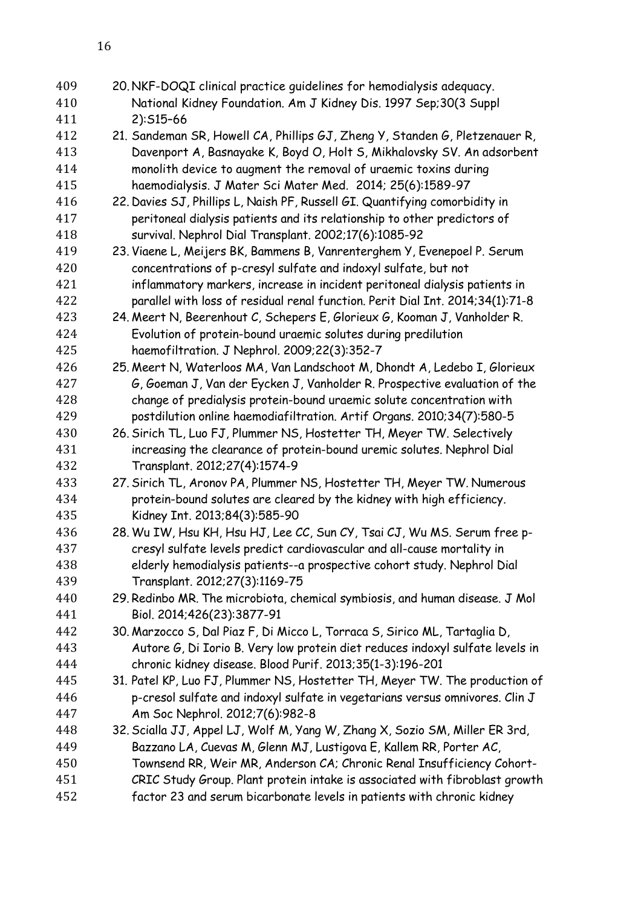20. NKF-DOQI clinical practice guidelines for hemodialysis adequacy. National Kidney Foundation. Am J Kidney Dis. 1997 Sep;30(3 Suppl 2):S15–66
21. Sandeman SR, Howell CA, Phillips GJ, Zheng Y, Standen G, Pletzenauer R, Davenport A, Basnayake K, Boyd O, Holt S, Mikhalovsky SV. An adsorbent monolith device to augment the removal of uraemic toxins during haemodialysis. J Mater Sci Mater Med. 2014; 25(6):1589-97
22. Davies SJ, Phillips L, Naish PF, Russell GI. Quantifying comorbidity in peritoneal dialysis patients and its relationship to other predictors of survival. Nephrol Dial Transplant. 2002;17(6):1085-92
23. Viaene L, Meijers BK, Bammens B, Vanrenterghem Y, Evenepoel P. Serum concentrations of p-cresyl sulfate and indoxyl sulfate, but not inflammatory markers, increase in incident peritoneal dialysis patients in parallel with loss of residual renal function. Perit Dial Int. 2014;34(1):71-8
24. Meert N, Beerenhout C, Schepers E, Glorieux G, Kooman J, Vanholder R. Evolution of protein-bound uraemic solutes during predilution haemofiltration. J Nephrol. 2009;22(3):352-7
25. Meert N, Waterloos MA, Van Landschoot M, Dhondt A, Ledebo I, Glorieux G, Goeman J, Van der Eycken J, Vanholder R. Prospective evaluation of the change of predialysis protein-bound uraemic solute concentration with postdilution online haemodiafiltration. Artif Organs. 2010;34(7):580-5
26. Sirich TL, Luo FJ, Plummer NS, Hostetter TH, Meyer TW. Selectively increasing the clearance of protein-bound uremic solutes. Nephrol Dial Transplant. 2012;27(4):1574-9
27. Sirich TL, Aronov PA, Plummer NS, Hostetter TH, Meyer TW. Numerous protein-bound solutes are cleared by the kidney with high efficiency. Kidney Int. 2013;84(3):585-90
28. Wu IW, Hsu KH, Hsu HJ, Lee CC, Sun CY, Tsai CJ, Wu MS. Serum free p-cresyl sulfate levels predict cardiovascular and all-cause mortality in elderly hemodialysis patients--a prospective cohort study. Nephrol Dial Transplant. 2012;27(3):1169-75
29. Redinbo MR. The microbiota, chemical symbiosis, and human disease. J Mol Biol. 2014;426(23):3877-91
30. Marzocco S, Dal Piaz F, Di Micco L, Torraca S, Sirico ML, Tartaglia D, Autore G, Di Iorio B. Very low protein diet reduces indoxyl sulfate levels in chronic kidney disease. Blood Purif. 2013;35(1-3):196-201
31. Patel KP, Luo FJ, Plummer NS, Hostetter TH, Meyer TW. The production of p-cresol sulfate and indoxyl sulfate in vegetarians versus omnivores. Clin J Am Soc Nephrol. 2012;7(6):982-8
32. Scialla JJ, Appel LJ, Wolf M, Yang W, Zhang X, Sozio SM, Miller ER 3rd, Bazzano LA, Cuevas M, Glenn MJ, Lustigova E, Kallem RR, Porter AC, Townsend RR, Weir MR, Anderson CA; Chronic Renal Insufficiency Cohort-CRIC Study Group. Plant protein intake is associated with fibroblast growth factor 23 and serum bicarbonate levels in patients with chronic kidney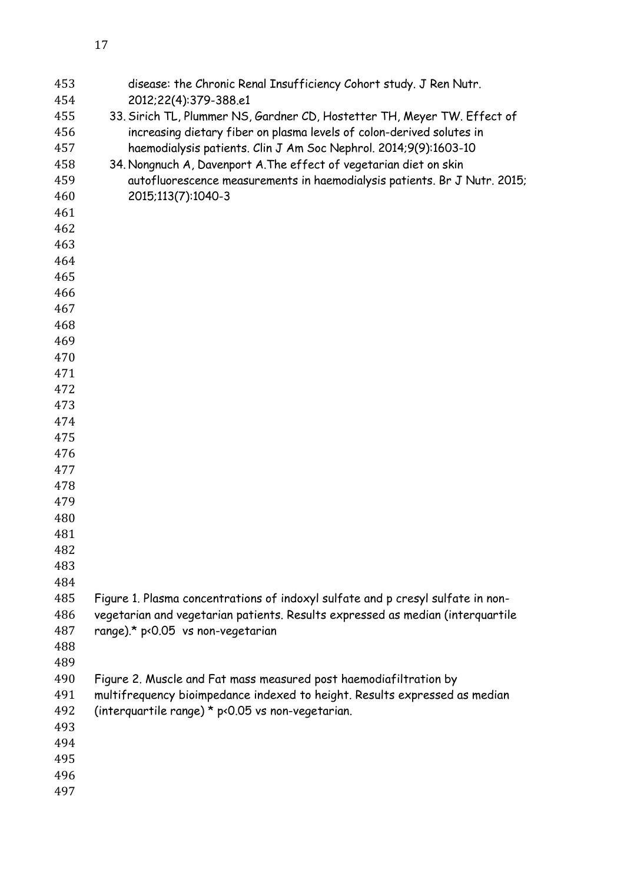disease: the Chronic Renal Insufficiency Cohort study. J Ren Nutr. 2012;22(4):379-388.e1

33. Sirich TL, Plummer NS, Gardner CD, Hostetter TH, Meyer TW. Effect of increasing dietary fiber on plasma levels of colon-derived solutes in haemodialysis patients. Clin J Am Soc Nephrol. 2014;9(9):1603-10
34. Nongnuch A, Davenport A.The effect of vegetarian diet on skin autofluorescence measurements in haemodialysis patients. Br J Nutr. 2015; 2015;113(7):1040-3

Figure 1. Plasma concentrations of indoxyl sulfate and p cresyl sulfate in non-vegetarian and vegetarian patients. Results expressed as median (interquartile range).* $p<0.05$ vs non-vegetarian

Figure 2. Muscle and Fat mass measured post haemodiafiltration by multifrequency bioimpedance indexed to height. Results expressed as median (interquartile range) * $p<0.05$ vs non-vegetarian.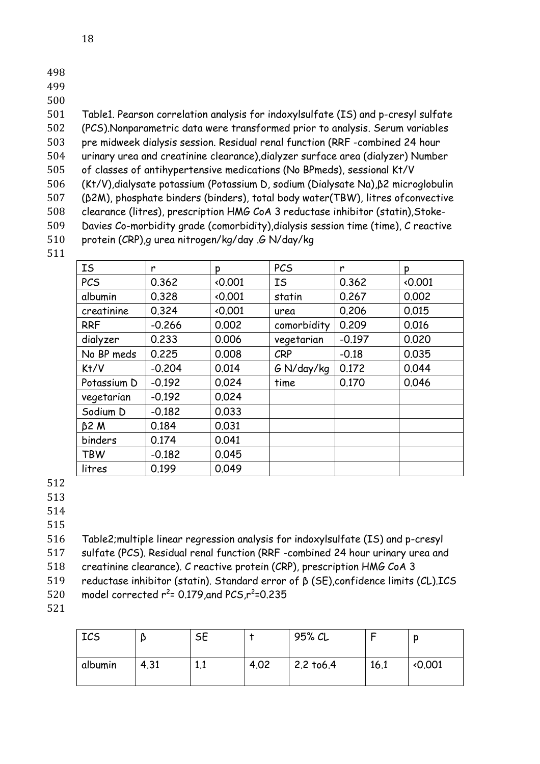Table1. Pearson correlation analysis for indoxylsulfate (IS) and p-cresyl sulfate (PCS).Nonparametric data were transformed prior to analysis. Serum variables pre midweek dialysis session. Residual renal function (RRF -combined 24 hour urinary urea and creatinine clearance),dialyzer surface area (dialyzer) Number of classes of antihypertensive medications (No BPmeds), sessional Kt/V (Kt/V),dialysate potassium (Potassium D, sodium (Dialysate Na),β2 microglobulin (β2M), phosphate binders (binders), total body water(TBW), litres ofconvective clearance (litres), prescription HMG CoA 3 reductase inhibitor (statin),Stoke-Davies Co-morbidity grade (comorbidity),dialysis session time (time), C reactive protein (CRP),g urea nitrogen/kg/day .G N/day/kg

| IS | r | p | PCS | r | p |
|---|---|---|---|---|---|
| PCS | 0.362 | <0.001 | IS | 0.362 | <0.001 |
| albumin | 0.328 | <0.001 | statin | 0.267 | 0.002 |
| creatinine | 0.324 | <0.001 | urea | 0.206 | 0.015 |
| RRF | -0.266 | 0.002 | comorbidity | 0.209 | 0.016 |
| dialyzer | 0.233 | 0.006 | vegetarian | -0.197 | 0.020 |
| No BP meds | 0.225 | 0.008 | CRP | -0.18 | 0.035 |
| Kt/V | -0.204 | 0.014 | G N/day/kg | 0.172 | 0.044 |
| Potassium D | -0.192 | 0.024 | time | 0.170 | 0.046 |
| vegetarian | -0.192 | 0.024 | | | |
| Sodium D | -0.182 | 0.033 | | | |
| β2 M | 0.184 | 0.031 | | | |
| binders | 0.174 | 0.041 | | | |
| TBW | -0.182 | 0.045 | | | |
| litres | 0.199 | 0.049 | | | |

Table2;multiple linear regression analysis for indoxylsulfate (IS) and p-cresyl sulfate (PCS). Residual renal function (RRF -combined 24 hour urinary urea and creatinine clearance). C reactive protein (CRP), prescription HMG CoA 3 reductase inhibitor (statin). Standard error of β (SE),confidence limits (CL).ICS model corrected $r^2$= 0.179,and PCS,$r^2$=0.235

| ICS | β | SE | t | 95% CL | F | p |
|---|---|---|---|---|---|---|
| albumin | 4.31 | 1.1 | 4.02 | 2.2 to6.4 | 16.1 | <0.001 |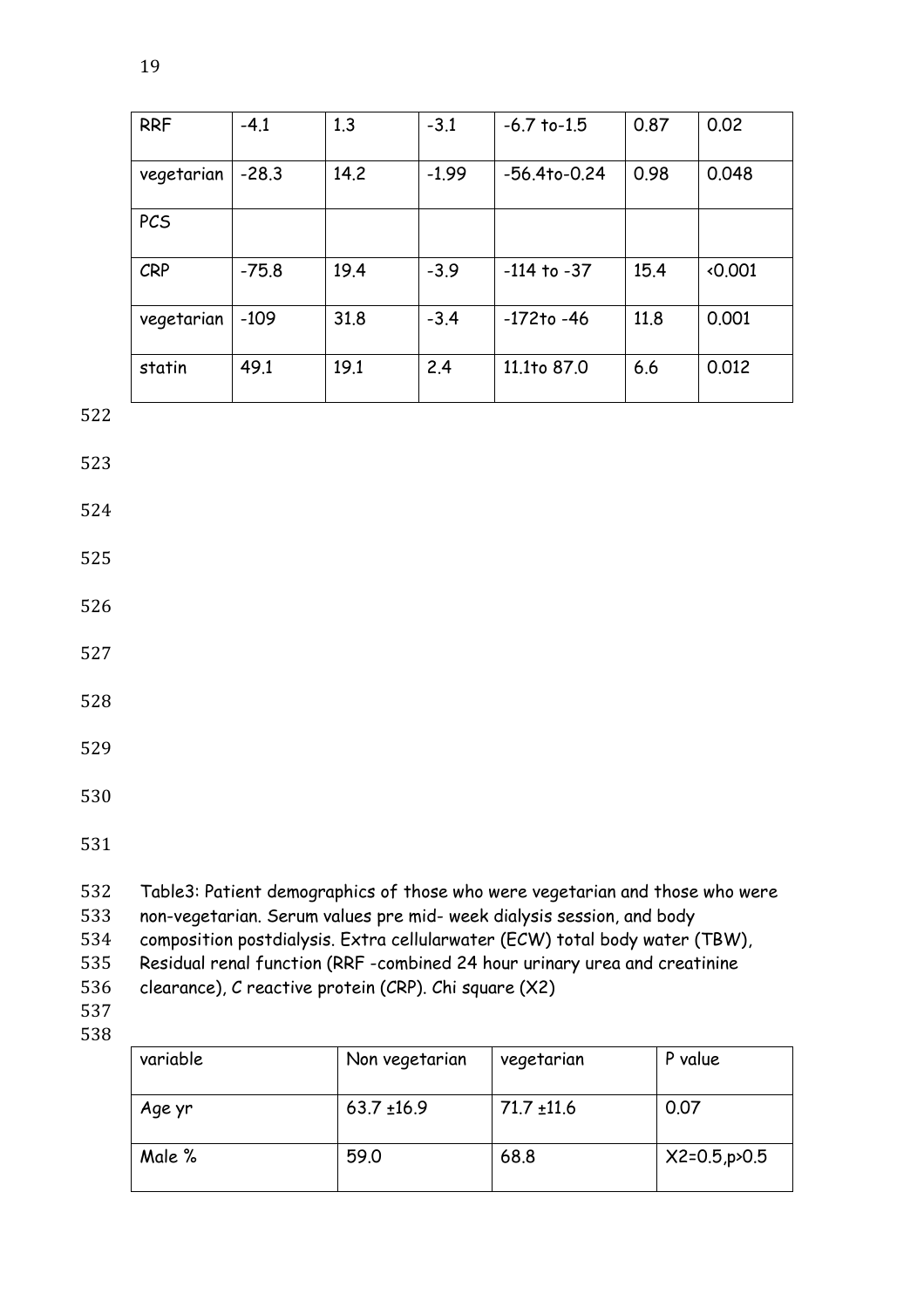| | | | | | | |
|---|---|---|---|---|---|---|
| RRF | -4.1 | 1.3 | -3.1 | -6.7 to-1.5 | 0.87 | 0.02 |
| vegetarian | -28.3 | 14.2 | -1.99 | -56.4to-0.24 | 0.98 | 0.048 |
| PCS | | | | | | |
| CRP | -75.8 | 19.4 | -3.9 | -114 to -37 | 15.4 | <0.001 |
| vegetarian | -109 | 31.8 | -3.4 | -172to -46 | 11.8 | 0.001 |
| statin | 49.1 | 19.1 | 2.4 | 11.1to 87.0 | 6.6 | 0.012 |

Table3: Patient demographics of those who were vegetarian and those who were non-vegetarian. Serum values pre mid- week dialysis session, and body composition postdialysis. Extra cellularwater (ECW) total body water (TBW), Residual renal function (RRF -combined 24 hour urinary urea and creatinine clearance), C reactive protein (CRP). Chi square (X2)

| variable | Non vegetarian | vegetarian | P value |
|---|---|---|---|
| Age yr | 63.7 ±16.9 | 71.7 ±11.6 | 0.07 |
| Male % | 59.0 | 68.8 | X2=0.5,p>0.5 |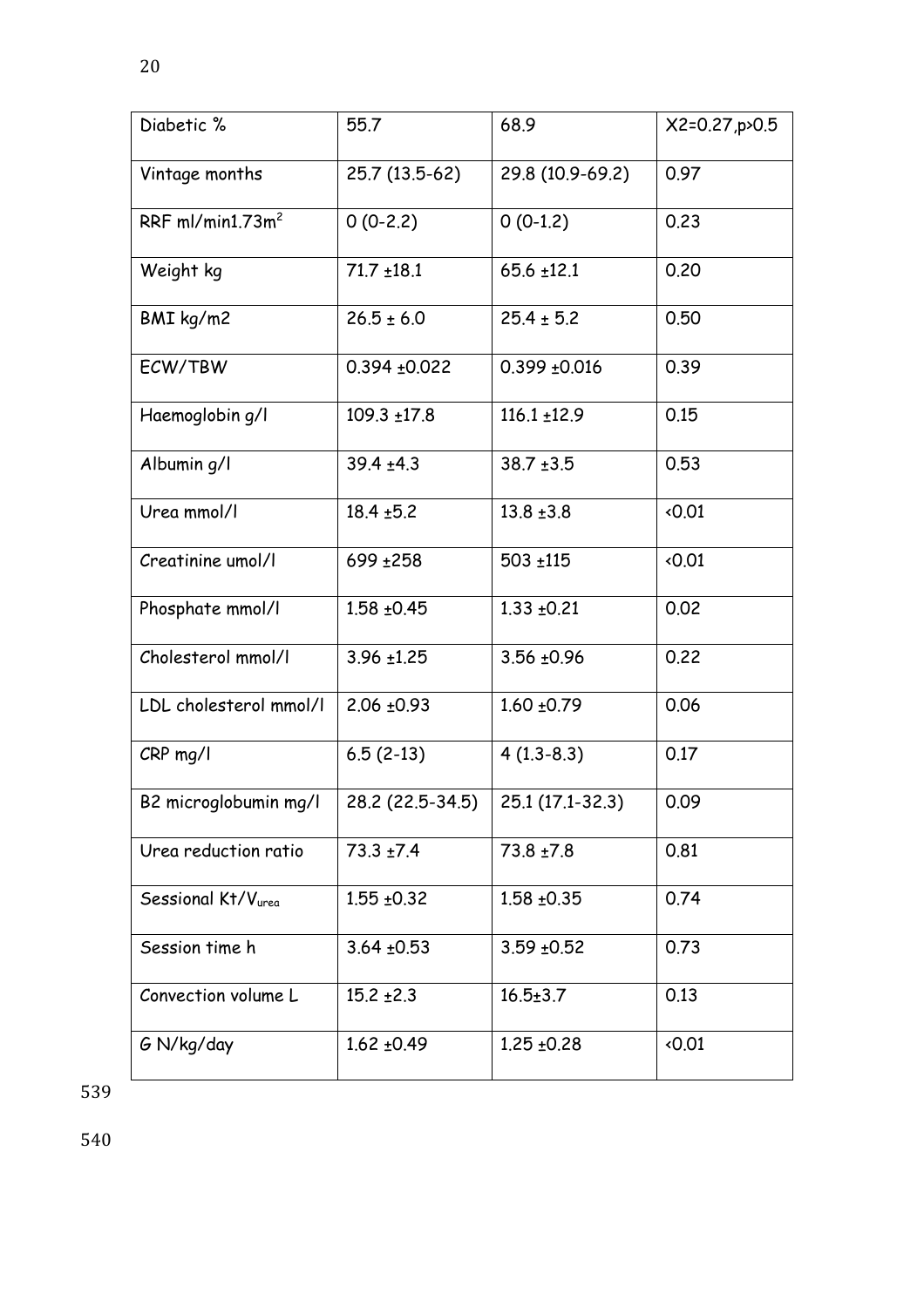| | | | |
|---|---|---|---|
| Diabetic % | 55.7 | 68.9 | $X2=0.27, p>0.5$ |
| Vintage months | 25.7 (13.5-62) | 29.8 (10.9-69.2) | 0.97 |
| RRF ml/min1.73m$^2$ | 0 (0-2.2) | 0 (0-1.2) | 0.23 |
| Weight kg | 71.7 ±18.1 | 65.6 ±12.1 | 0.20 |
| BMI kg/m2 | 26.5 ± 6.0 | 25.4 ± 5.2 | 0.50 |
| ECW/TBW | 0.394 ±0.022 | 0.399 ±0.016 | 0.39 |
| Haemoglobin g/l | 109.3 ±17.8 | 116.1 ±12.9 | 0.15 |
| Albumin g/l | 39.4 ±4.3 | 38.7 ±3.5 | 0.53 |
| Urea mmol/l | 18.4 ±5.2 | 13.8 ±3.8 | <0.01 |
| Creatinine umol/l | 699 ±258 | 503 ±115 | <0.01 |
| Phosphate mmol/l | 1.58 ±0.45 | 1.33 ±0.21 | 0.02 |
| Cholesterol mmol/l | 3.96 ±1.25 | 3.56 ±0.96 | 0.22 |
| LDL cholesterol mmol/l | 2.06 ±0.93 | 1.60 ±0.79 | 0.06 |
| CRP mg/l | 6.5 (2-13) | 4 (1.3-8.3) | 0.17 |
| B2 microglobumin mg/l | 28.2 (22.5-34.5) | 25.1 (17.1-32.3) | 0.09 |
| Urea reduction ratio | 73.3 ±7.4 | 73.8 ±7.8 | 0.81 |
| Sessional Kt/$V_{urea}$ | 1.55 ±0.32 | 1.58 ±0.35 | 0.74 |
| Session time h | 3.64 ±0.53 | 3.59 ±0.52 | 0.73 |
| Convection volume L | 15.2 ±2.3 | 16.5±3.7 | 0.13 |
| G N/kg/day | 1.62 ±0.49 | 1.25 ±0.28 | <0.01 |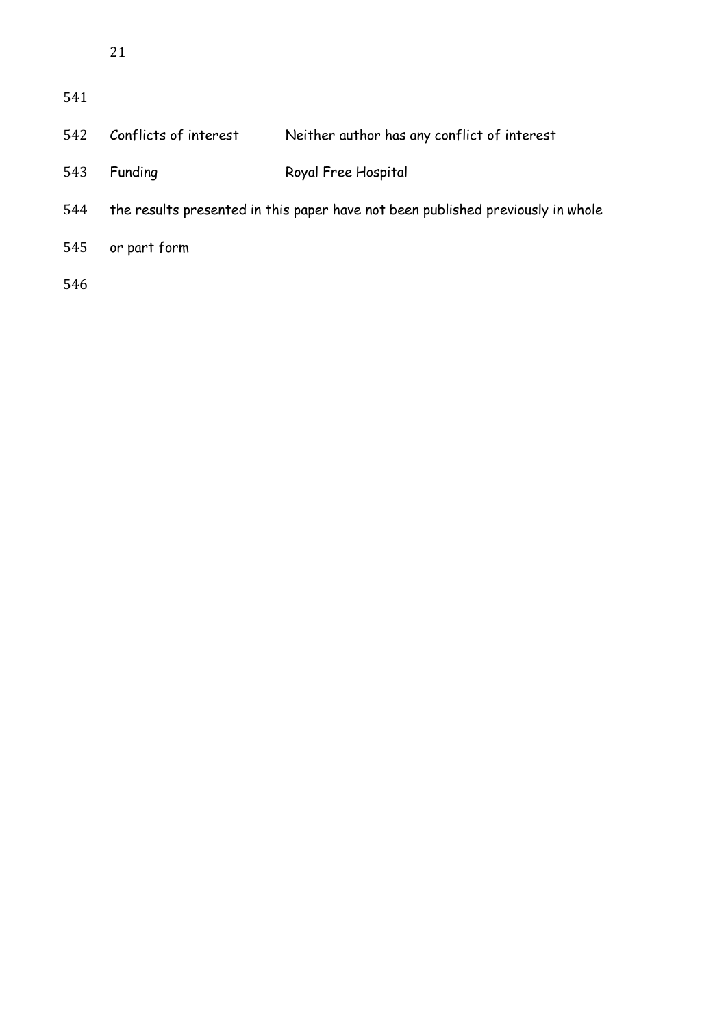| | |
|---|---|
| Conflicts of interest | Neither author has any conflict of interest |
| Funding | Royal Free Hospital |

the results presented in this paper have not been published previously in whole or part form